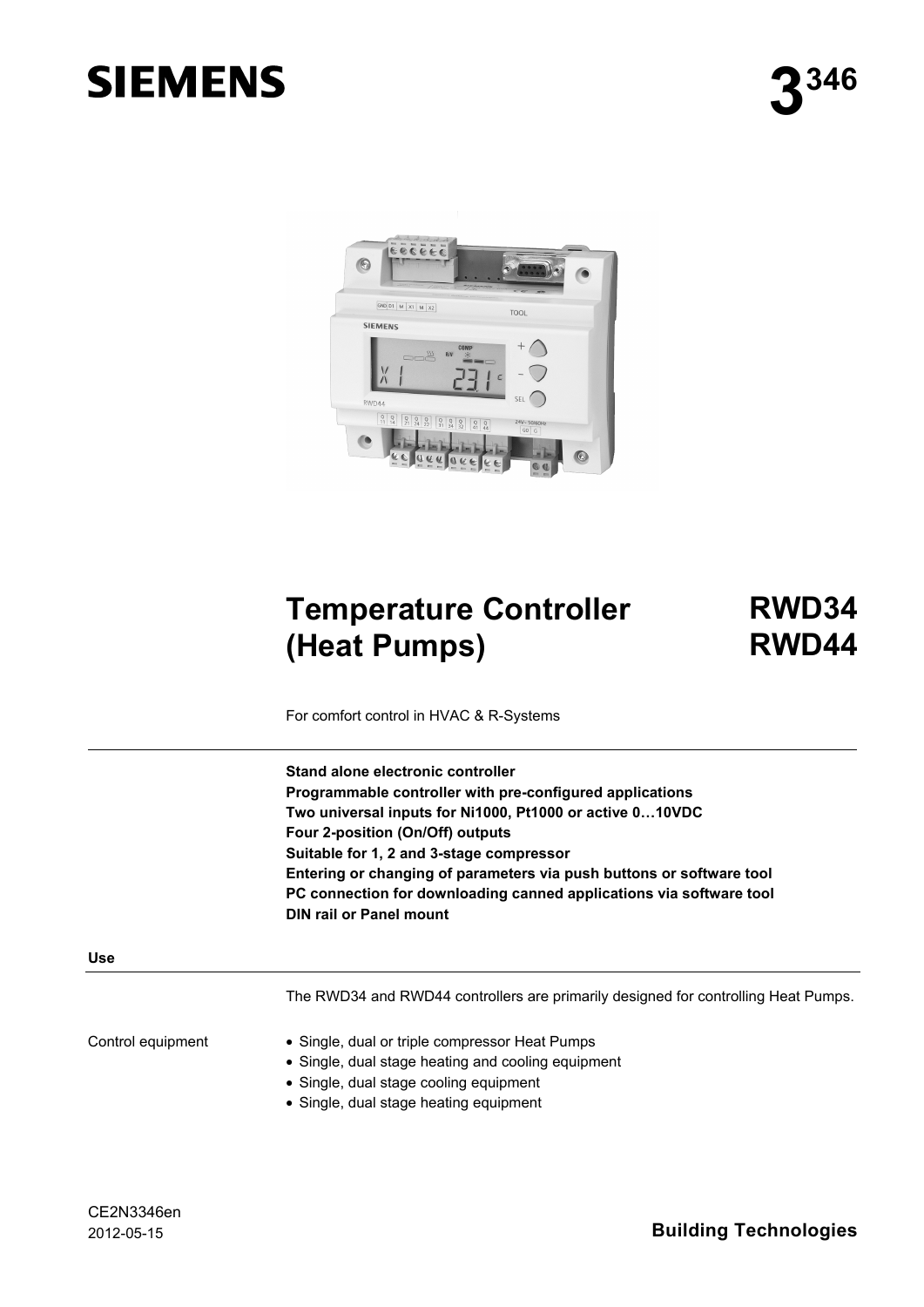# SIEMENS

**3**346

# Temperature Controller (Heat Pumps)

# RWD34 RWD44

For comfort control in HVAC & R-Systems

**Stand alone electronic controller**
**Programmable controller with pre-configured applications**
**Two universal inputs for Ni1000, Pt1000 or active 0…10VDC**
**Four 2-position (On/Off) outputs**
**Suitable for 1, 2 and 3-stage compressor**
**Entering or changing of parameters via push buttons or software tool**
**PC connection for downloading canned applications via software tool**
**DIN rail or Panel mount**

## Use

The RWD34 and RWD44 controllers are primarily designed for controlling Heat Pumps.

Control equipment

- Single, dual or triple compressor Heat Pumps
- Single, dual stage heating and cooling equipment
- Single, dual stage cooling equipment
- Single, dual stage heating equipment

CE2N3346en
2012-05-15

**Building Technologies**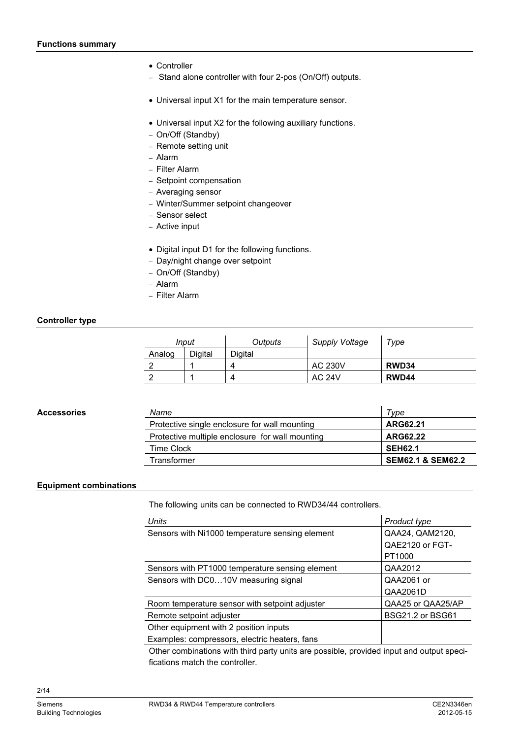## Functions summary

- Controller
  - Stand alone controller with four 2-pos (On/Off) outputs.

- Universal input X1 for the main temperature sensor.

- Universal input X2 for the following auxiliary functions.
  - On/Off (Standby)
  - Remote setting unit
  - Alarm
  - Filter Alarm
  - Setpoint compensation
  - Averaging sensor
  - Winter/Summer setpoint changeover
  - Sensor select
  - Active input

- Digital input D1 for the following functions.
  - Day/night change over setpoint
  - On/Off (Standby)
  - Alarm
  - Filter Alarm

## Controller type

| *Input* | | *Outputs* | *Supply Voltage* | *Type* |
|---|---|---|---|---|
| Analog | Digital | Digital | | |
| 2 | 1 | 4 | AC 230V | **RWD34** |
| 2 | 1 | 4 | AC 24V | **RWD44** |

## Accessories

| *Name* | *Type* |
|---|---|
| Protective single enclosure for wall mounting | **ARG62.21** |
| Protective multiple enclosure for wall mounting | **ARG62.22** |
| Time Clock | **SEH62.1** |
| Transformer | **SEM62.1 & SEM62.2** |

## Equipment combinations

The following units can be connected to RWD34/44 controllers.

| *Units* | *Product type* |
|---|---|
| Sensors with Ni1000 temperature sensing element | QAA24, QAM2120, QAE2120 or FGT-PT1000 |
| Sensors with PT1000 temperature sensing element | QAA2012 |
| Sensors with DC0…10V measuring signal | QAA2061 or QAA2061D |
| Room temperature sensor with setpoint adjuster | QAA25 or QAA25/AP |
| Remote setpoint adjuster | BSG21.2 or BSG61 |
| Other equipment with 2 position inputs<br>Examples: compressors, electric heaters, fans | |

Other combinations with third party units are possible, provided input and output specifications match the controller.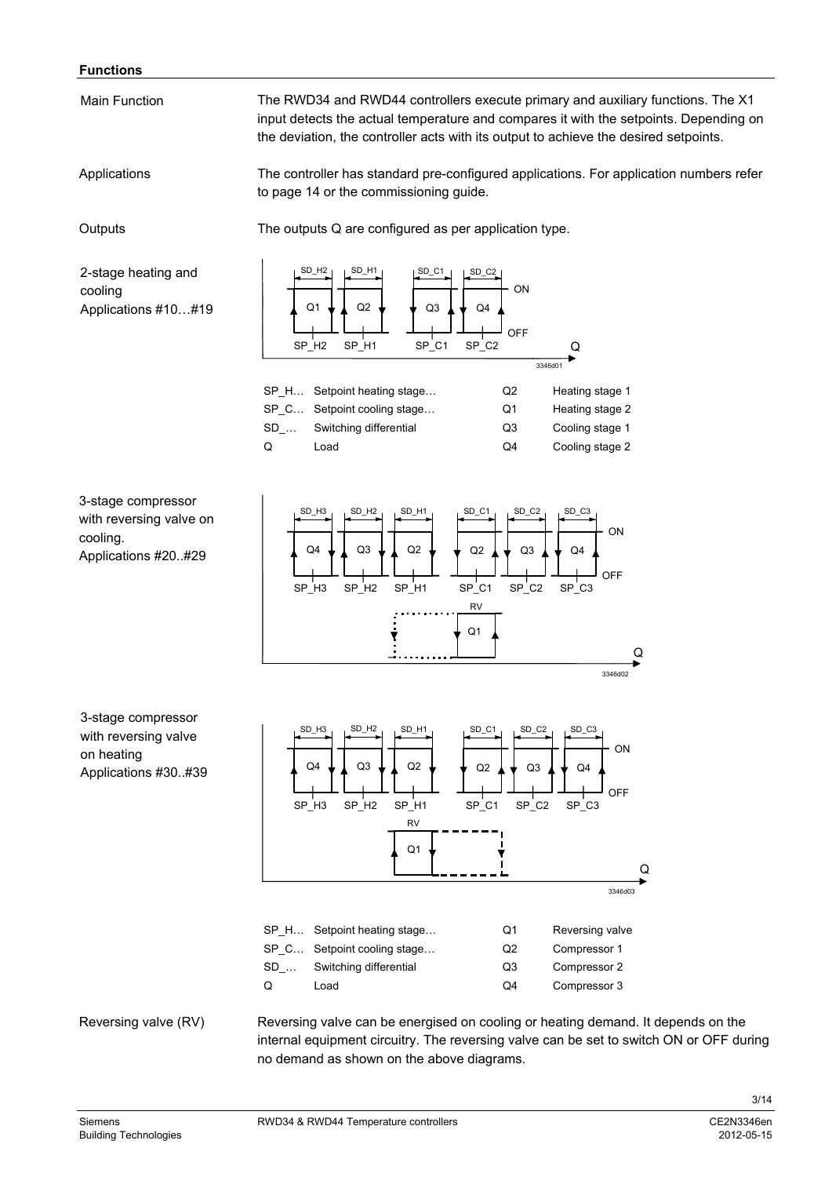## Functions

**Main Function**

The RWD34 and RWD44 controllers execute primary and auxiliary functions. The X1 input detects the actual temperature and compares it with the setpoints. Depending on the deviation, the controller acts with its output to achieve the desired setpoints.

**Applications**

The controller has standard pre-configured applications. For application numbers refer to page 14 or the commissioning guide.

**Outputs**

The outputs Q are configured as per application type.

**2-stage heating and cooling Applications #10…#19**

| | | | |
|---|---|---|---|
| SP_H… | Setpoint heating stage… | Q2 | Heating stage 1 |
| SP_C… | Setpoint cooling stage… | Q1 | Heating stage 2 |
| SD_… | Switching differential | Q3 | Cooling stage 1 |
| Q | Load | Q4 | Cooling stage 2 |

**3-stage compressor with reversing valve on cooling. Applications #20..#29**

**3-stage compressor with reversing valve on heating Applications #30..#39**

| | | | |
|---|---|---|---|
| SP_H… | Setpoint heating stage… | Q1 | Reversing valve |
| SP_C… | Setpoint cooling stage… | Q2 | Compressor 1 |
| SD_… | Switching differential | Q3 | Compressor 2 |
| Q | Load | Q4 | Compressor 3 |

**Reversing valve (RV)**

Reversing valve can be energised on cooling or heating demand. It depends on the internal equipment circuitry. The reversing valve can be set to switch ON or OFF during no demand as shown on the above diagrams.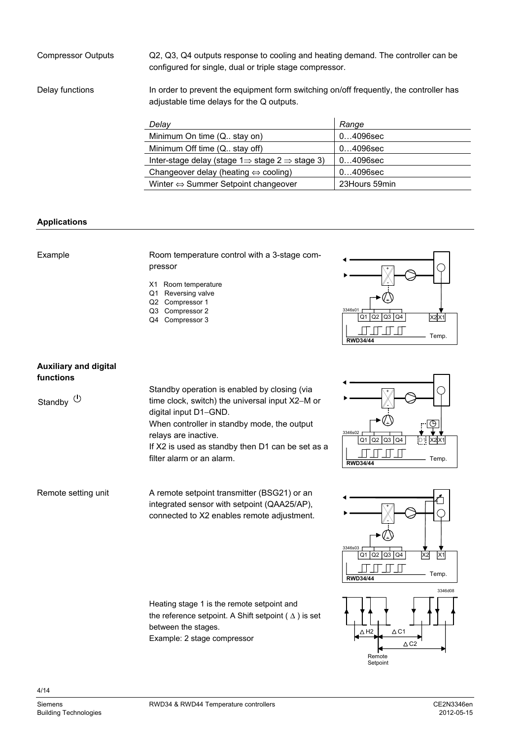Compressor Outputs

Q2, Q3, Q4 outputs response to cooling and heating demand. The controller can be configured for single, dual or triple stage compressor.

Delay functions

In order to prevent the equipment form switching on/off frequently, the controller has adjustable time delays for the Q outputs.

| *Delay* | *Range* |
|---|---|
| Minimum On time (Q.. stay on) | 0…4096sec |
| Minimum Off time (Q.. stay off) | 0…4096sec |
| Inter-stage delay (stage 1⇒ stage 2 ⇒ stage 3) | 0…4096sec |
| Changeover delay (heating ⇔ cooling) | 0…4096sec |
| Winter ⇔ Summer Setpoint changeover | 23Hours 59min |

## Applications

Example

Room temperature control with a 3-stage compressor

- X1 Room temperature
- Q1 Reversing valve
- Q2 Compressor 1
- Q3 Compressor 2
- Q4 Compressor 3

## Auxiliary and digital functions

Standby

Standby operation is enabled by closing (via time clock, switch) the universal input X2–M or digital input D1–GND.
When controller in standby mode, the output relays are inactive.
If X2 is used as standby then D1 can be set as a filter alarm or an alarm.

Remote setting unit

A remote setpoint transmitter (BSG21) or an integrated sensor with setpoint (QAA25/AP), connected to X2 enables remote adjustment.

Heating stage 1 is the remote setpoint and the reference setpoint. A Shift setpoint ( Δ ) is set between the stages.
Example: 2 stage compressor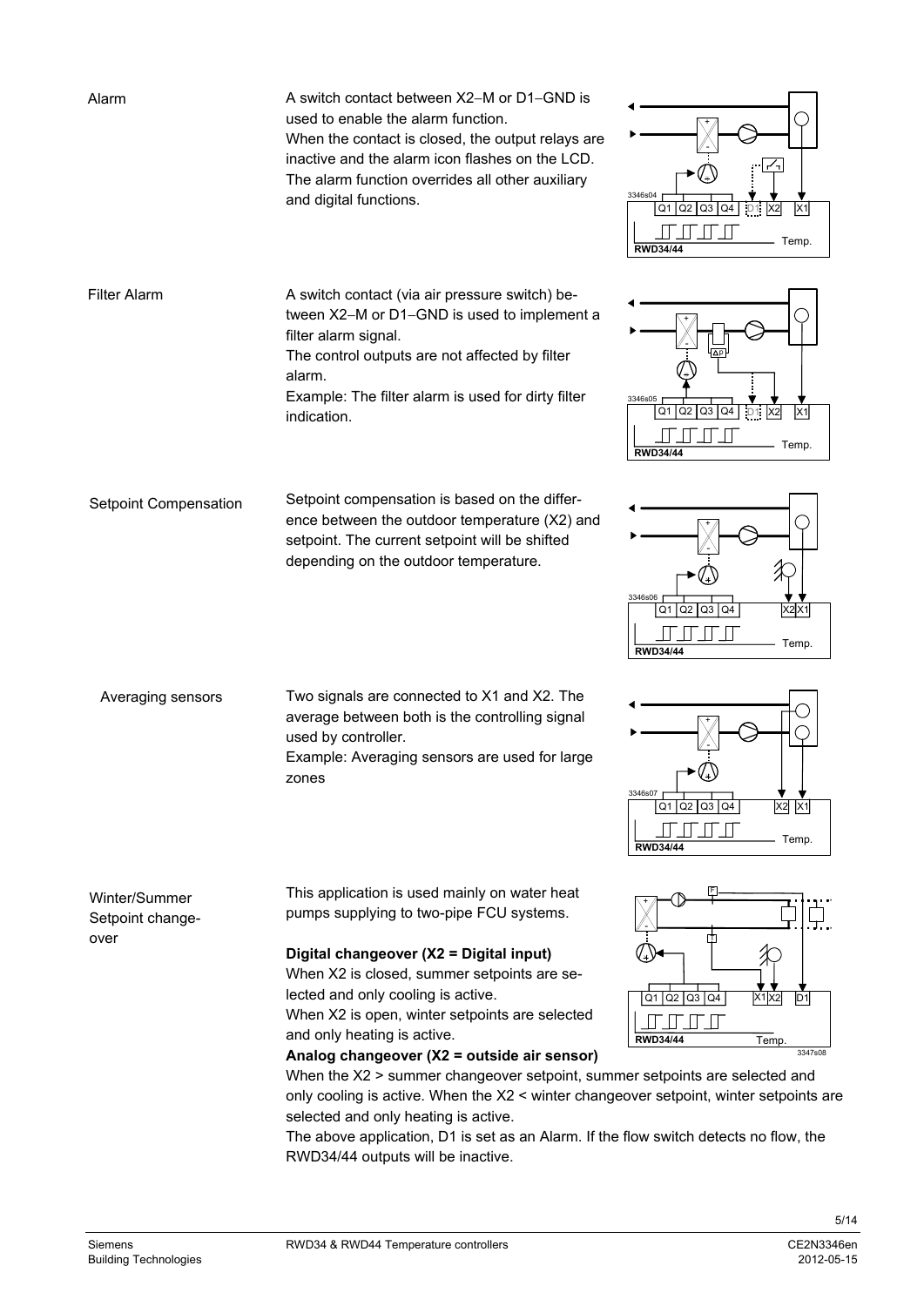## Alarm

A switch contact between X2–M or D1–GND is used to enable the alarm function.
When the contact is closed, the output relays are inactive and the alarm icon flashes on the LCD.
The alarm function overrides all other auxiliary and digital functions.

## Filter Alarm

A switch contact (via air pressure switch) between X2–M or D1–GND is used to implement a filter alarm signal.
The control outputs are not affected by filter alarm.
Example: The filter alarm is used for dirty filter indication.

## Setpoint Compensation

Setpoint compensation is based on the difference between the outdoor temperature (X2) and setpoint. The current setpoint will be shifted depending on the outdoor temperature.

## Averaging sensors

Two signals are connected to X1 and X2. The average between both is the controlling signal used by controller.
Example: Averaging sensors are used for large zones

## Winter/Summer Setpoint change-over

This application is used mainly on water heat pumps supplying to two-pipe FCU systems.

**Digital changeover (X2 = Digital input)**
When X2 is closed, summer setpoints are selected and only cooling is active.
When X2 is open, winter setpoints are selected and only heating is active.

**Analog changeover (X2 = outside air sensor)**
When the X2 > summer changeover setpoint, summer setpoints are selected and only cooling is active. When the X2 < winter changeover setpoint, winter setpoints are selected and only heating is active.
The above application, D1 is set as an Alarm. If the flow switch detects no flow, the RWD34/44 outputs will be inactive.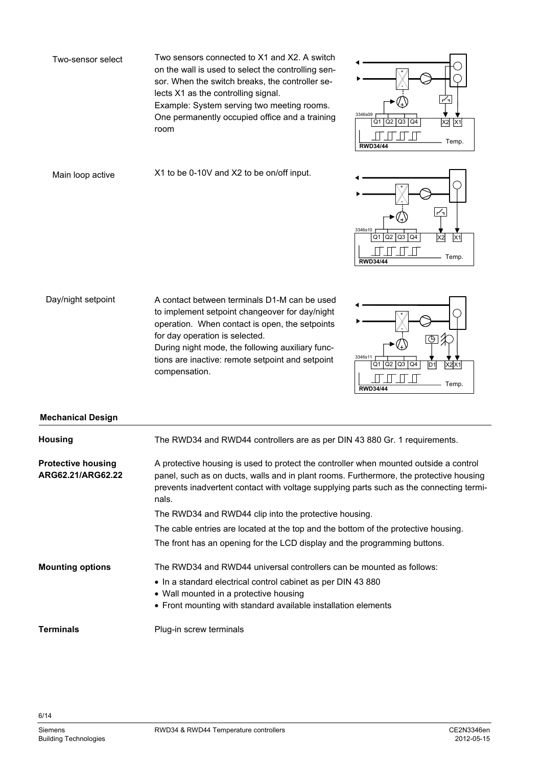**Two-sensor select**

Two sensors connected to X1 and X2. A switch on the wall is used to select the controlling sensor. When the switch breaks, the controller selects X1 as the controlling signal.
Example: System serving two meeting rooms. One permanently occupied office and a training room

**Main loop active**

X1 to be 0-10V and X2 to be on/off input.

**Day/night setpoint**

A contact between terminals D1-M can be used to implement setpoint changeover for day/night operation. When contact is open, the setpoints for day operation is selected.
During night mode, the following auxiliary functions are inactive: remote setpoint and setpoint compensation.

## Mechanical Design

**Housing**

The RWD34 and RWD44 controllers are as per DIN 43 880 Gr. 1 requirements.

**Protective housing ARG62.21/ARG62.22**

A protective housing is used to protect the controller when mounted outside a control panel, such as on ducts, walls and in plant rooms. Furthermore, the protective housing prevents inadvertent contact with voltage supplying parts such as the connecting terminals.

The RWD34 and RWD44 clip into the protective housing.

The cable entries are located at the top and the bottom of the protective housing.

The front has an opening for the LCD display and the programming buttons.

**Mounting options**

The RWD34 and RWD44 universal controllers can be mounted as follows:

- In a standard electrical control cabinet as per DIN 43 880
- Wall mounted in a protective housing
- Front mounting with standard available installation elements

**Terminals**

Plug-in screw terminals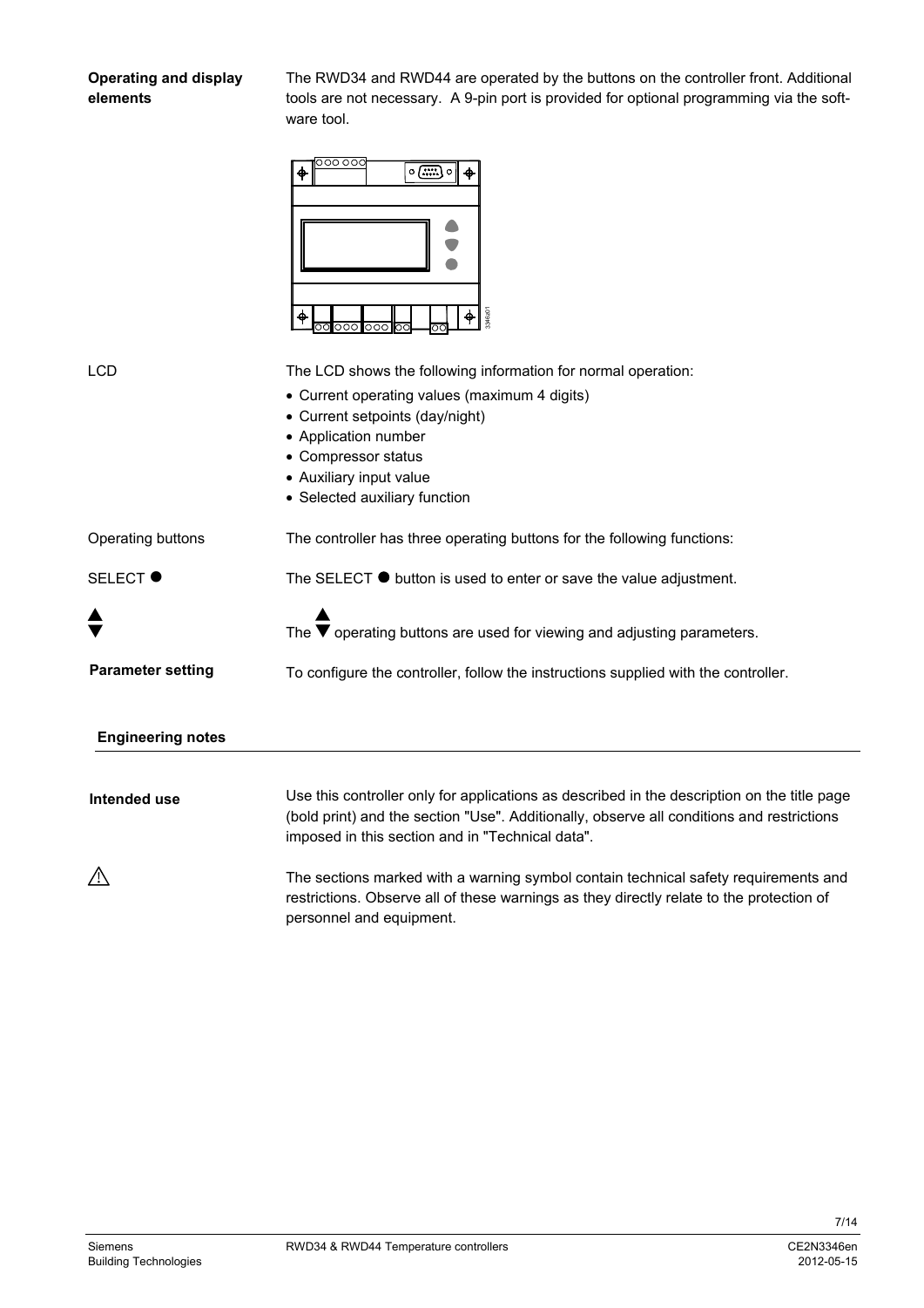**Operating and display elements**

The RWD34 and RWD44 are operated by the buttons on the controller front. Additional tools are not necessary. A 9-pin port is provided for optional programming via the software tool.

LCD

The LCD shows the following information for normal operation:

- Current operating values (maximum 4 digits)
- Current setpoints (day/night)
- Application number
- Compressor status
- Auxiliary input value
- Selected auxiliary function

Operating buttons

The controller has three operating buttons for the following functions:

SELECT ●

The SELECT ● button is used to enter or save the value adjustment.

▲▼

The ▲▼ operating buttons are used for viewing and adjusting parameters.

**Parameter setting**

To configure the controller, follow the instructions supplied with the controller.

## Engineering notes

**Intended use**

Use this controller only for applications as described in the description on the title page (bold print) and the section "Use". Additionally, observe all conditions and restrictions imposed in this section and in "Technical data".

⚠

The sections marked with a warning symbol contain technical safety requirements and restrictions. Observe all of these warnings as they directly relate to the protection of personnel and equipment.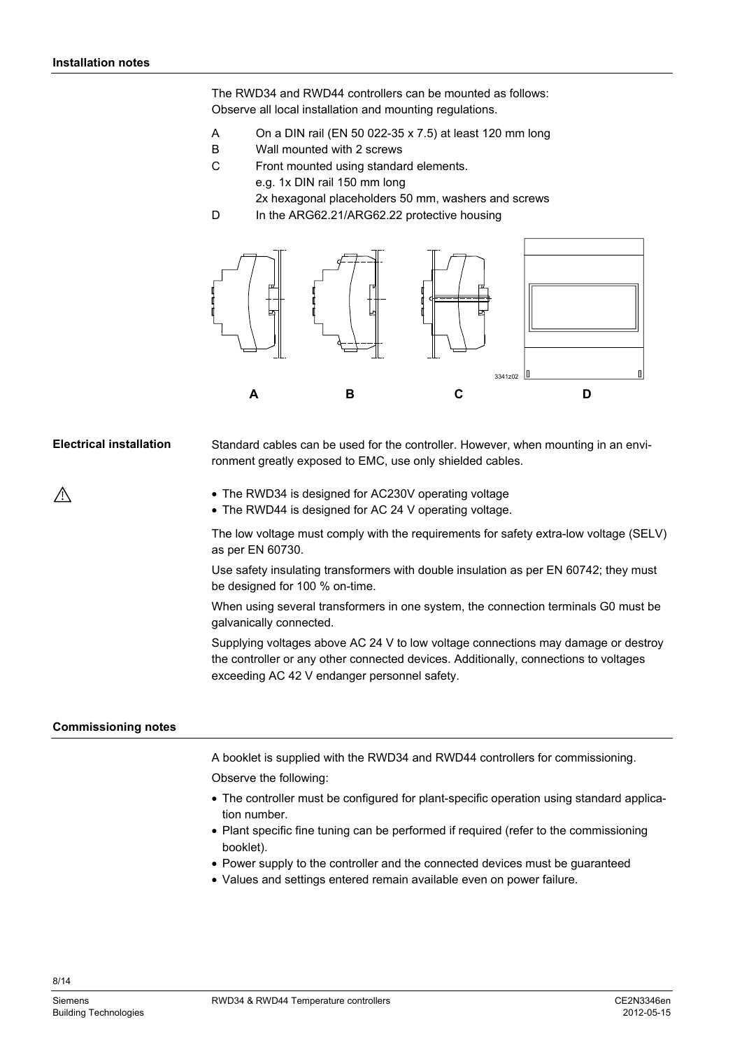## Installation notes

The RWD34 and RWD44 controllers can be mounted as follows:
Observe all local installation and mounting regulations.

- A On a DIN rail (EN 50 022-35 x 7.5) at least 120 mm long
- B Wall mounted with 2 screws
- C Front mounted using standard elements.
  e.g. 1x DIN rail 150 mm long
  2x hexagonal placeholders 50 mm, washers and screws
- D In the ARG62.21/ARG62.22 protective housing

3341z02

A B C D

### Electrical installation

Standard cables can be used for the controller. However, when mounting in an environment greatly exposed to EMC, use only shielded cables.

⚠

- The RWD34 is designed for AC230V operating voltage
- The RWD44 is designed for AC 24 V operating voltage.

The low voltage must comply with the requirements for safety extra-low voltage (SELV) as per EN 60730.

Use safety insulating transformers with double insulation as per EN 60742; they must be designed for 100 % on-time.

When using several transformers in one system, the connection terminals G0 must be galvanically connected.

Supplying voltages above AC 24 V to low voltage connections may damage or destroy the controller or any other connected devices. Additionally, connections to voltages exceeding AC 42 V endanger personnel safety.

## Commissioning notes

A booklet is supplied with the RWD34 and RWD44 controllers for commissioning.

Observe the following:

- The controller must be configured for plant-specific operation using standard application number.
- Plant specific fine tuning can be performed if required (refer to the commissioning booklet).
- Power supply to the controller and the connected devices must be guaranteed
- Values and settings entered remain available even on power failure.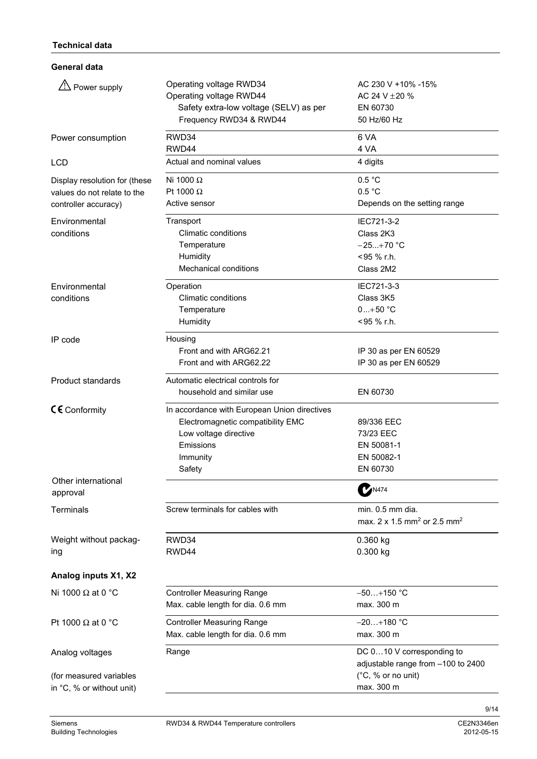## Technical data

### General data

| | | |
|---|---|---|
| ⚠ Power supply | Operating voltage RWD34 | AC 230 V +10% -15% |
| | Operating voltage RWD44 | AC 24 V ±20 % |
| | Safety extra-low voltage (SELV) as per | EN 60730 |
| | Frequency RWD34 & RWD44 | 50 Hz/60 Hz |
| Power consumption | RWD34 | 6 VA |
| | RWD44 | 4 VA |
| LCD | Actual and nominal values | 4 digits |
| Display resolution for (these values do not relate to the controller accuracy) | Ni 1000 Ω | 0.5 °C |
| | Pt 1000 Ω | 0.5 °C |
| | Active sensor | Depends on the setting range |
| Environmental conditions | Transport | IEC721-3-2 |
| | Climatic conditions | Class 2K3 |
| | Temperature | −25...+70 °C |
| | Humidity | <95 % r.h. |
| | Mechanical conditions | Class 2M2 |
| Environmental conditions | Operation | IEC721-3-3 |
| | Climatic conditions | Class 3K5 |
| | Temperature | 0...+50 °C |
| | Humidity | <95 % r.h. |
| IP code | Housing | |
| | Front and with ARG62.21 | IP 30 as per EN 60529 |
| | Front and with ARG62.22 | IP 30 as per EN 60529 |
| Product standards | Automatic electrical controls for household and similar use | EN 60730 |
| CE Conformity | In accordance with European Union directives | |
| | Electromagnetic compatibility EMC | 89/336 EEC |
| | Low voltage directive | 73/23 EEC |
| | Emissions | EN 50081-1 |
| | Immunity | EN 50082-1 |
| | Safety | EN 60730 |
| Other international approval | | C-tick N474 |
| Terminals | Screw terminals for cables with | min. 0.5 mm dia. |
| | | max. 2 x 1.5 mm² or 2.5 mm² |
| Weight without packaging | RWD34 | 0.360 kg |
| | RWD44 | 0.300 kg |

### Analog inputs X1, X2

| | | |
|---|---|---|
| Ni 1000 Ω at 0 °C | Controller Measuring Range | −50…+150 °C |
| | Max. cable length for dia. 0.6 mm | max. 300 m |
| Pt 1000 Ω at 0 °C | Controller Measuring Range | −20…+180 °C |
| | Max. cable length for dia. 0.6 mm | max. 300 m |
| Analog voltages (for measured variables in °C, % or without unit) | Range | DC 0…10 V corresponding to adjustable range from –100 to 2400 (°C, % or no unit) |
| | | max. 300 m |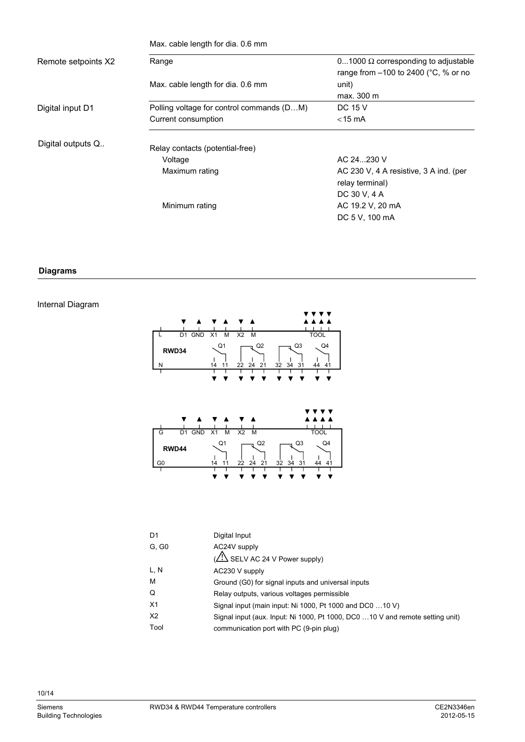| | | |
|---|---|---|
| | Max. cable length for dia. 0.6 mm | |
| Remote setpoints X2 | Range | 0...1000 Ω corresponding to adjustable range from –100 to 2400 (°C, % or no unit) |
| | Max. cable length for dia. 0.6 mm | max. 300 m |
| Digital input D1 | Polling voltage for control commands (D…M) | DC 15 V |
| | Current consumption | <15 mA |
| Digital outputs Q.. | Relay contacts (potential-free) | |
| | Voltage | AC 24...230 V |
| | Maximum rating | AC 230 V, 4 A resistive, 3 A ind. (per relay terminal) |
| | | DC 30 V, 4 A |
| | Minimum rating | AC 19.2 V, 20 mA |
| | | DC 5 V, 100 mA |

## Diagrams

### Internal Diagram

RWD34: L, D1, GND, X1, M, X2, M, TOOL, N, Q1 (14, 11), Q2 (22, 24, 21), Q3 (32, 34, 31), Q4 (44, 41)

RWD44: G, D1, GND, X1, M, X2, M, TOOL, G0, Q1 (14, 11), Q2 (22, 24, 21), Q3 (32, 34, 31), Q4 (44, 41)

| | |
|---|---|
| D1 | Digital Input |
| G, G0 | AC24V supply (⚠ SELV AC 24 V Power supply) |
| L, N | AC230 V supply |
| M | Ground (G0) for signal inputs and universal inputs |
| Q | Relay outputs, various voltages permissible |
| X1 | Signal input (main input: Ni 1000, Pt 1000 and DC0 …10 V) |
| X2 | Signal input (aux. Input: Ni 1000, Pt 1000, DC0 …10 V and remote setting unit) |
| Tool | communication port with PC (9-pin plug) |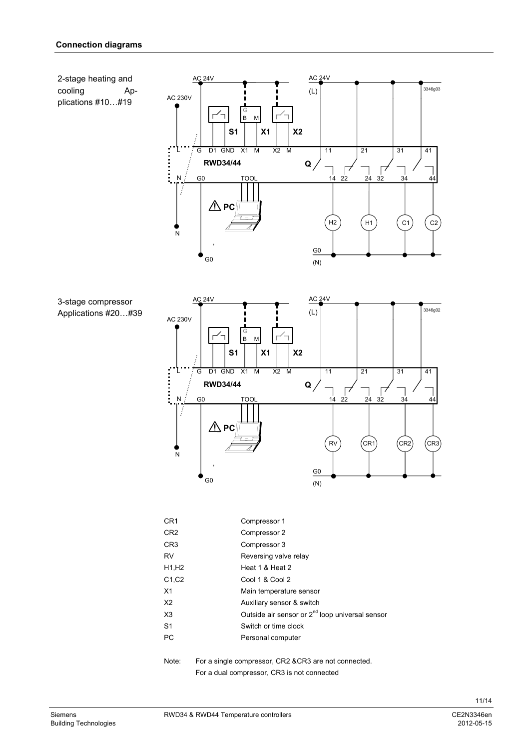## Connection diagrams

2-stage heating and cooling Applications #10…#19

3-stage compressor Applications #20…#39

| | |
|---|---|
| CR1 | Compressor 1 |
| CR2 | Compressor 2 |
| CR3 | Compressor 3 |
| RV | Reversing valve relay |
| H1,H2 | Heat 1 & Heat 2 |
| C1,C2 | Cool 1 & Cool 2 |
| X1 | Main temperature sensor |
| X2 | Auxiliary sensor & switch |
| X3 | Outside air sensor or 2nd loop universal sensor |
| S1 | Switch or time clock |
| PC | Personal computer |

Note: For a single compressor, CR2 &CR3 are not connected.
For a dual compressor, CR3 is not connected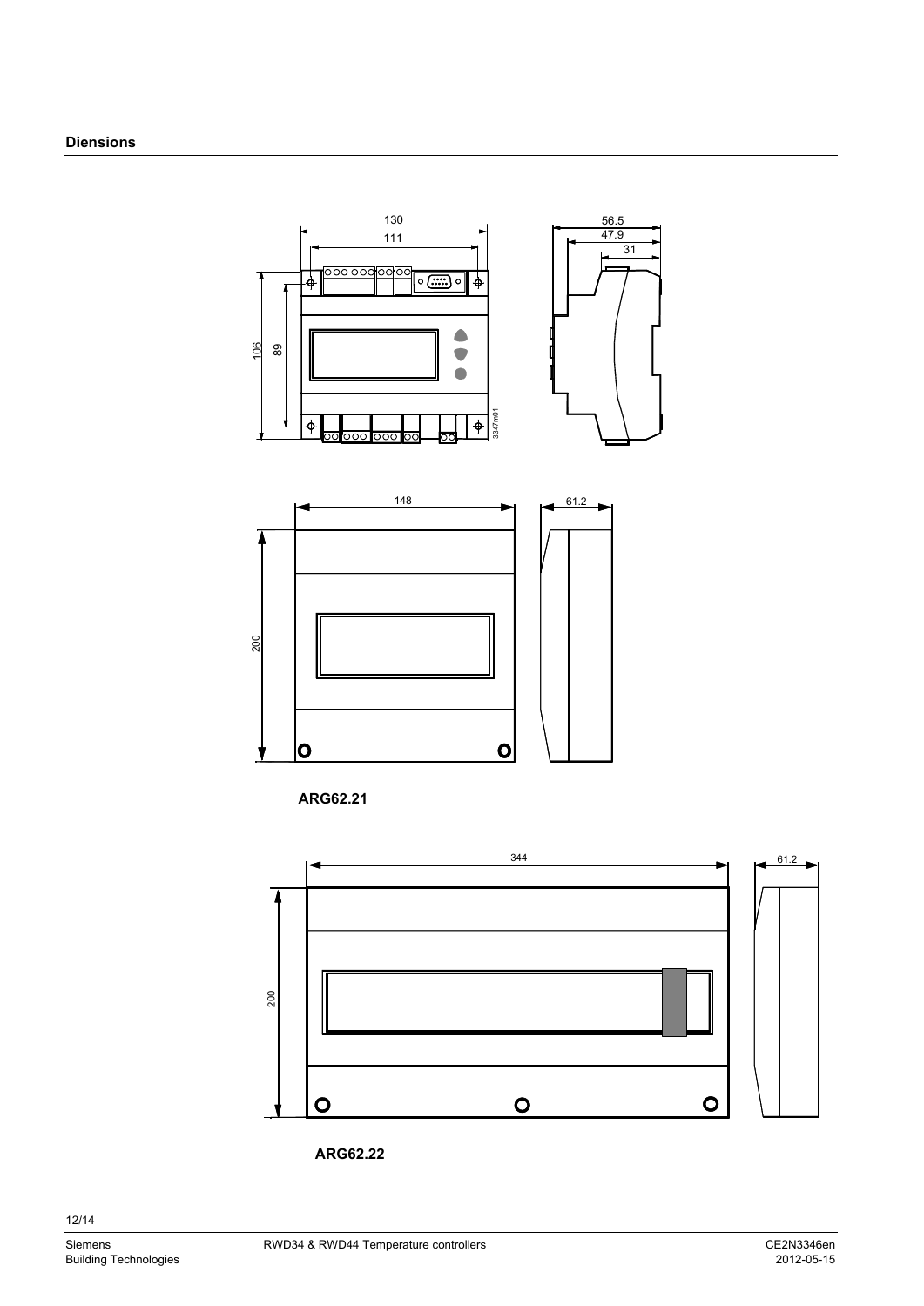## Diensions

130

111

56.5

47.9

31

106

89

3347m01

148

61.2

200

ARG62.21

344

61.2

200

ARG62.22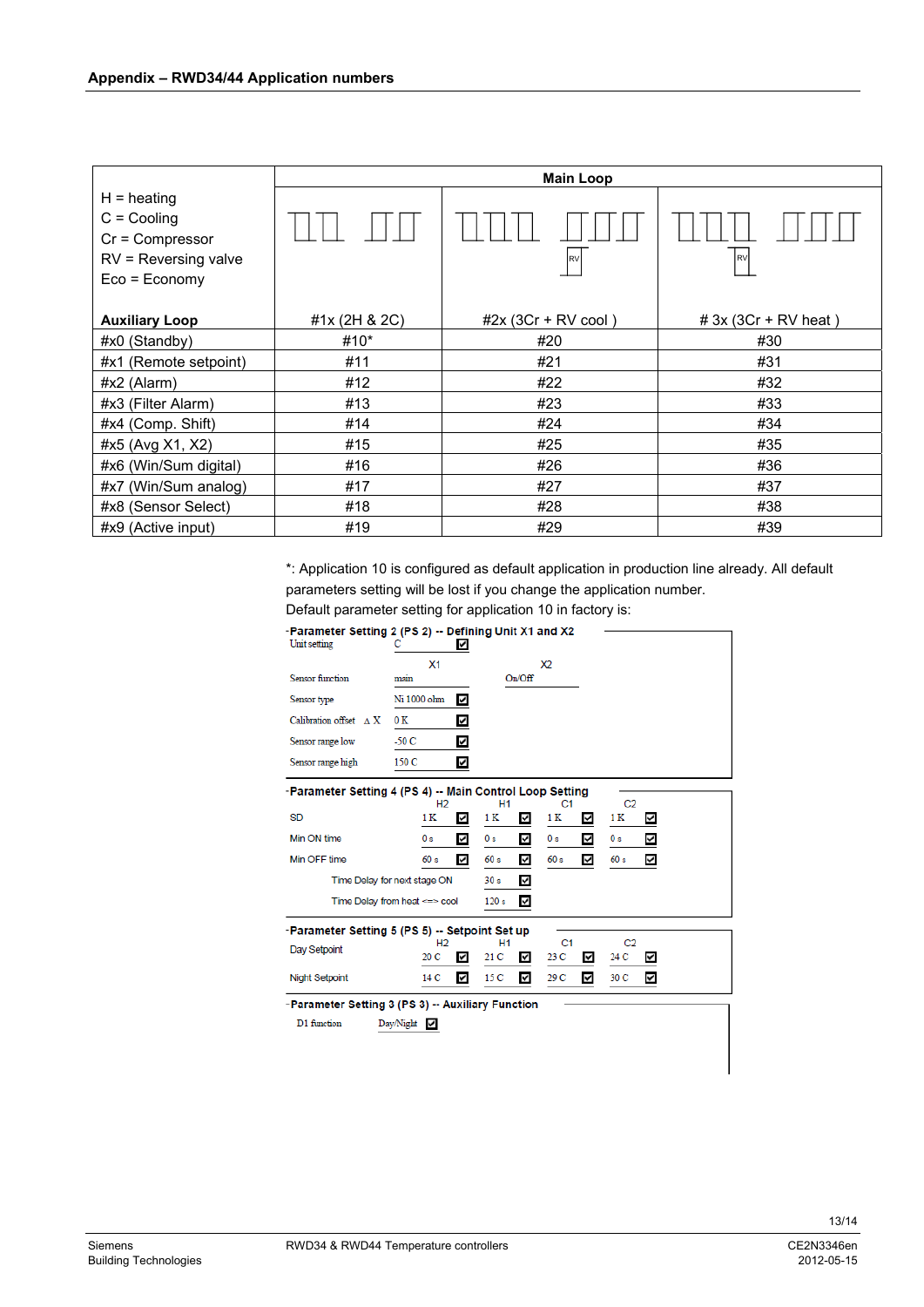## Appendix – RWD34/44 Application numbers

| H = heating<br>C = Cooling<br>Cr = Compressor<br>RV = Reversing valve<br>Eco = Economy | Main Loop | | |
|---|---|---|---|
| **Auxiliary Loop** | #1x (2H & 2C) | #2x (3Cr + RV cool ) | # 3x (3Cr + RV heat ) |
| #x0 (Standby) | #10* | #20 | #30 |
| #x1 (Remote setpoint) | #11 | #21 | #31 |
| #x2 (Alarm) | #12 | #22 | #32 |
| #x3 (Filter Alarm) | #13 | #23 | #33 |
| #x4 (Comp. Shift) | #14 | #24 | #34 |
| #x5 (Avg X1, X2) | #15 | #25 | #35 |
| #x6 (Win/Sum digital) | #16 | #26 | #36 |
| #x7 (Win/Sum analog) | #17 | #27 | #37 |
| #x8 (Sensor Select) | #18 | #28 | #38 |
| #x9 (Active input) | #19 | #29 | #39 |

*: Application 10 is configured as default application in production line already. All default parameters setting will be lost if you change the application number.
Default parameter setting for application 10 in factory is:

**Parameter Setting 2 (PS 2) -- Defining Unit X1 and X2**

Unit setting: C ☑

| | X1 | X2 |
|---|---|---|
| Sensor function | main | On/Off |
| Sensor type | Ni 1000 ohm ☑ | |
| Calibration offset ΔX | 0 K ☑ | |
| Sensor range low | -50 C ☑ | |
| Sensor range high | 150 C ☑ | |

**Parameter Setting 4 (PS 4) -- Main Control Loop Setting**

| | H2 | H1 | C1 | C2 |
|---|---|---|---|---|
| SD | 1 K ☑ | 1 K ☑ | 1 K ☑ | 1 K ☑ |
| Min ON time | 0 s ☑ | 0 s ☑ | 0 s ☑ | 0 s ☑ |
| Min OFF time | 60 s ☑ | 60 s ☑ | 60 s ☑ | 60 s ☑ |
| Time Delay for next stage ON | | 30 s ☑ | | |
| Time Delay from heat <=> cool | | 120 s ☑ | | |

**Parameter Setting 5 (PS 5) -- Setpoint Set up**

| | H2 | H1 | C1 | C2 |
|---|---|---|---|---|
| Day Setpoint | 20 C ☑ | 21 C ☑ | 23 C ☑ | 24 C ☑ |
| Night Setpoint | 14 C ☑ | 15 C ☑ | 29 C ☑ | 30 C ☑ |

**Parameter Setting 3 (PS 3) -- Auxiliary Function**

D1 function: Day/Night ☑

Siemens
Building Technologies

RWD34 & RWD44 Temperature controllers

CE2N3346en
2012-05-15